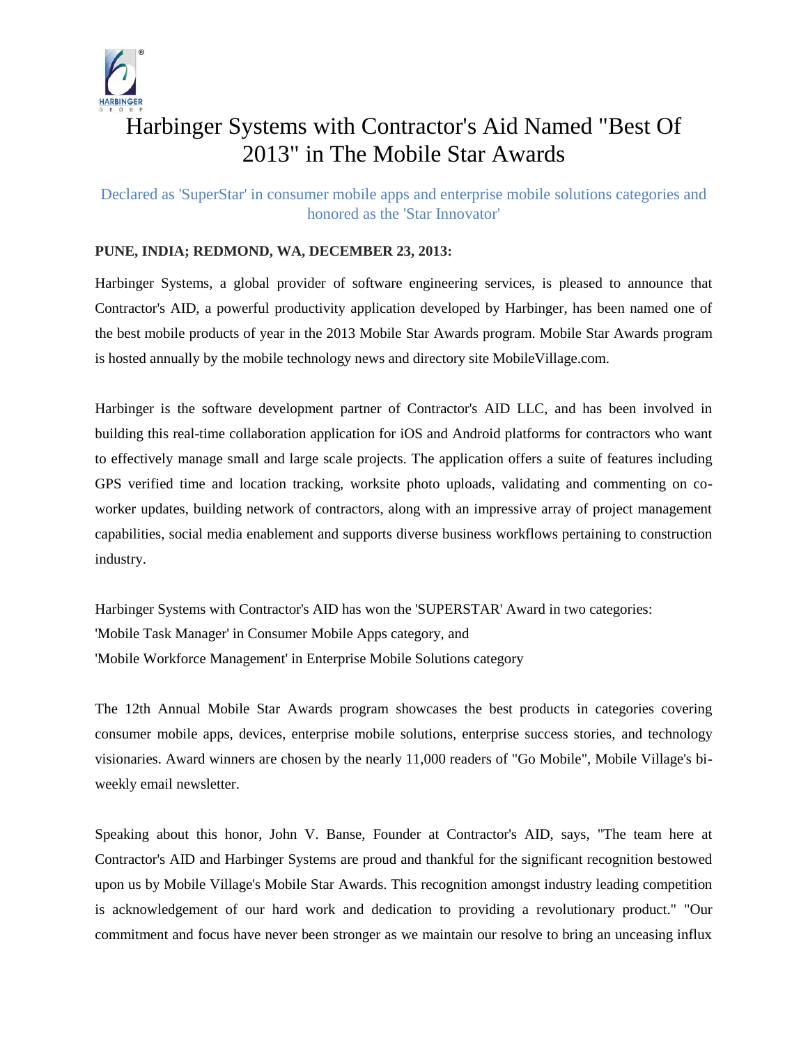# Harbinger Systems with Contractor's Aid Named "Best Of 2013" in The Mobile Star Awards

Declared as 'SuperStar' in consumer mobile apps and enterprise mobile solutions categories and honored as the 'Star Innovator'

**PUNE, INDIA; REDMOND, WA, DECEMBER 23, 2013:**

Harbinger Systems, a global provider of software engineering services, is pleased to announce that Contractor's AID, a powerful productivity application developed by Harbinger, has been named one of the best mobile products of year in the 2013 Mobile Star Awards program. Mobile Star Awards program is hosted annually by the mobile technology news and directory site MobileVillage.com.

Harbinger is the software development partner of Contractor's AID LLC, and has been involved in building this real-time collaboration application for iOS and Android platforms for contractors who want to effectively manage small and large scale projects. The application offers a suite of features including GPS verified time and location tracking, worksite photo uploads, validating and commenting on co-worker updates, building network of contractors, along with an impressive array of project management capabilities, social media enablement and supports diverse business workflows pertaining to construction industry.

Harbinger Systems with Contractor's AID has won the 'SUPERSTAR' Award in two categories:
'Mobile Task Manager' in Consumer Mobile Apps category, and
'Mobile Workforce Management' in Enterprise Mobile Solutions category

The 12th Annual Mobile Star Awards program showcases the best products in categories covering consumer mobile apps, devices, enterprise mobile solutions, enterprise success stories, and technology visionaries. Award winners are chosen by the nearly 11,000 readers of "Go Mobile", Mobile Village's bi-weekly email newsletter.

Speaking about this honor, John V. Banse, Founder at Contractor's AID, says, "The team here at Contractor's AID and Harbinger Systems are proud and thankful for the significant recognition bestowed upon us by Mobile Village's Mobile Star Awards. This recognition amongst industry leading competition is acknowledgement of our hard work and dedication to providing a revolutionary product." "Our commitment and focus have never been stronger as we maintain our resolve to bring an unceasing influx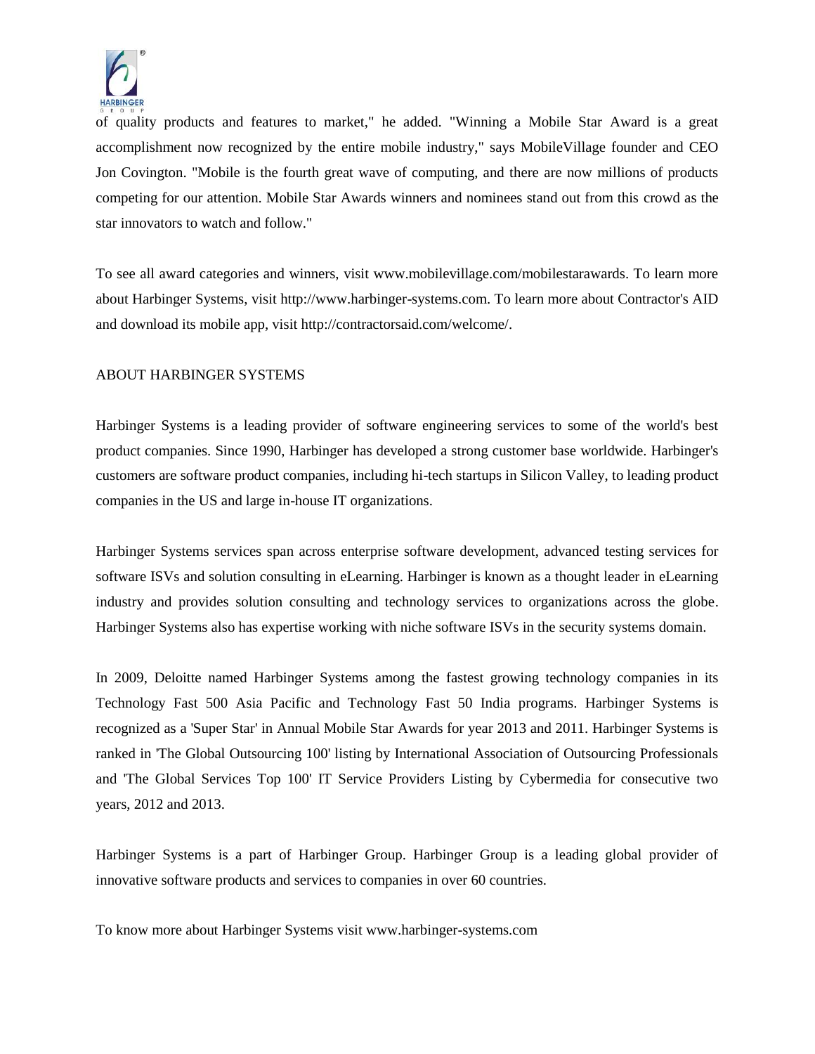of quality products and features to market," he added. "Winning a Mobile Star Award is a great accomplishment now recognized by the entire mobile industry," says MobileVillage founder and CEO Jon Covington. "Mobile is the fourth great wave of computing, and there are now millions of products competing for our attention. Mobile Star Awards winners and nominees stand out from this crowd as the star innovators to watch and follow."

To see all award categories and winners, visit www.mobilevillage.com/mobilestarawards. To learn more about Harbinger Systems, visit http://www.harbinger-systems.com. To learn more about Contractor's AID and download its mobile app, visit http://contractorsaid.com/welcome/.

ABOUT HARBINGER SYSTEMS

Harbinger Systems is a leading provider of software engineering services to some of the world's best product companies. Since 1990, Harbinger has developed a strong customer base worldwide. Harbinger's customers are software product companies, including hi-tech startups in Silicon Valley, to leading product companies in the US and large in-house IT organizations.

Harbinger Systems services span across enterprise software development, advanced testing services for software ISVs and solution consulting in eLearning. Harbinger is known as a thought leader in eLearning industry and provides solution consulting and technology services to organizations across the globe. Harbinger Systems also has expertise working with niche software ISVs in the security systems domain.

In 2009, Deloitte named Harbinger Systems among the fastest growing technology companies in its Technology Fast 500 Asia Pacific and Technology Fast 50 India programs. Harbinger Systems is recognized as a 'Super Star' in Annual Mobile Star Awards for year 2013 and 2011. Harbinger Systems is ranked in 'The Global Outsourcing 100' listing by International Association of Outsourcing Professionals and 'The Global Services Top 100' IT Service Providers Listing by Cybermedia for consecutive two years, 2012 and 2013.

Harbinger Systems is a part of Harbinger Group. Harbinger Group is a leading global provider of innovative software products and services to companies in over 60 countries.

To know more about Harbinger Systems visit www.harbinger-systems.com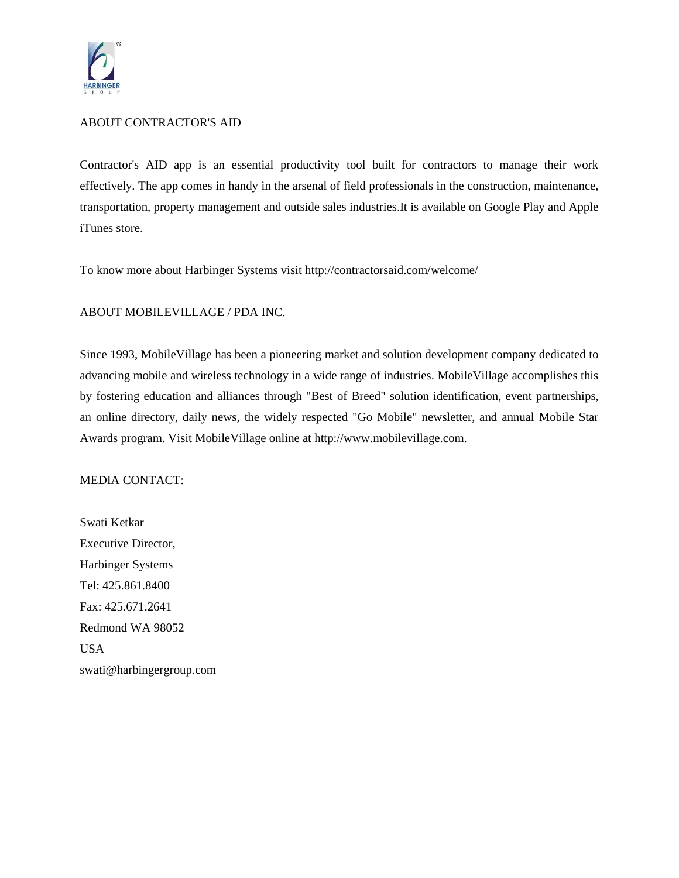ABOUT CONTRACTOR'S AID

Contractor's AID app is an essential productivity tool built for contractors to manage their work effectively. The app comes in handy in the arsenal of field professionals in the construction, maintenance, transportation, property management and outside sales industries.It is available on Google Play and Apple iTunes store.

To know more about Harbinger Systems visit http://contractorsaid.com/welcome/

ABOUT MOBILEVILLAGE / PDA INC.

Since 1993, MobileVillage has been a pioneering market and solution development company dedicated to advancing mobile and wireless technology in a wide range of industries. MobileVillage accomplishes this by fostering education and alliances through "Best of Breed" solution identification, event partnerships, an online directory, daily news, the widely respected "Go Mobile" newsletter, and annual Mobile Star Awards program. Visit MobileVillage online at http://www.mobilevillage.com.

MEDIA CONTACT:

Swati Ketkar  
Executive Director,  
Harbinger Systems  
Tel: 425.861.8400  
Fax: 425.671.2641  
Redmond WA 98052  
USA  
swati@harbingergroup.com